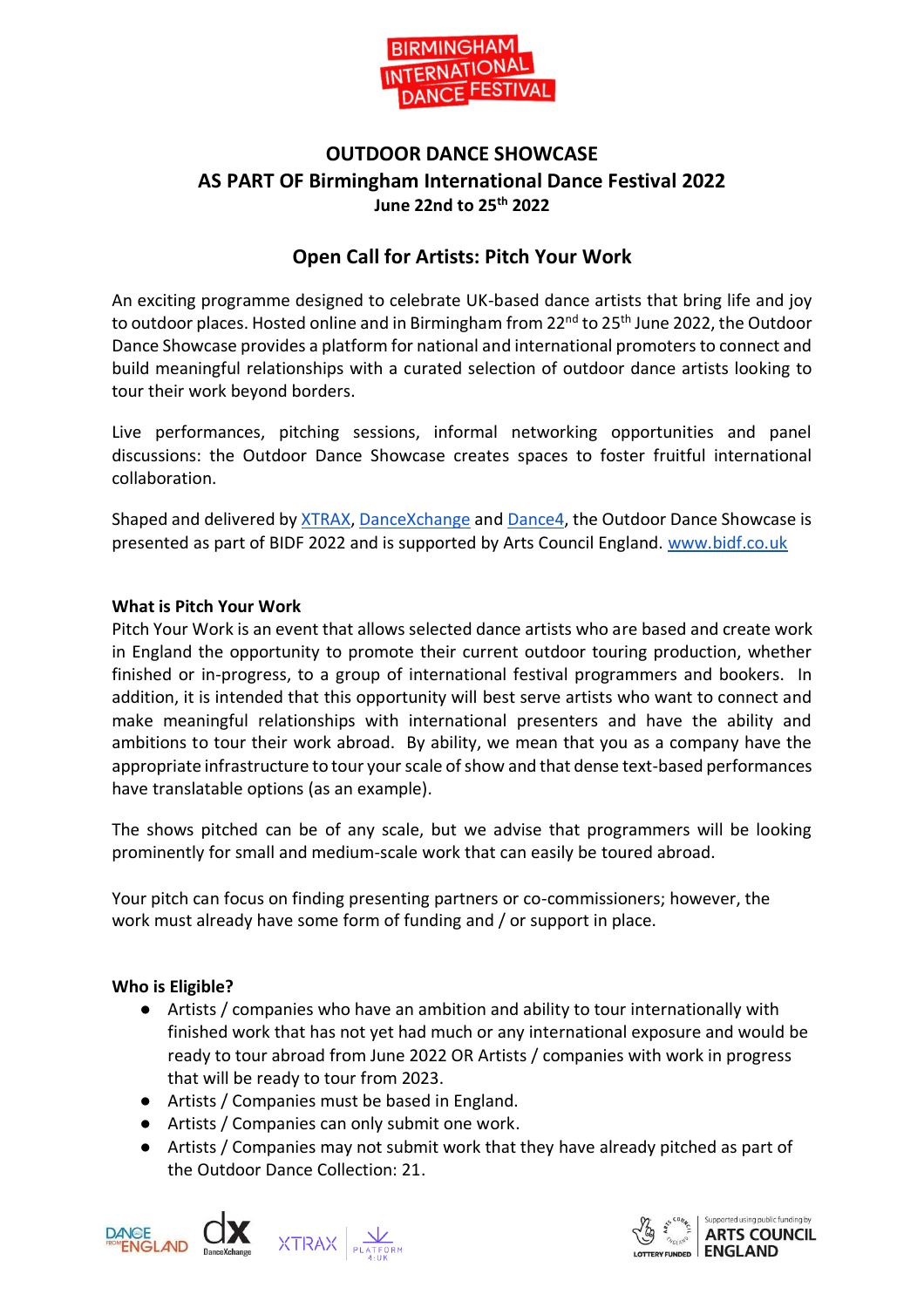# OUTDOOR DANCE SHOWCASE

## AS PART OF Birmingham International Dance Festival 2022

**June 22nd to 25th 2022**

## Open Call for Artists: Pitch Your Work

An exciting programme designed to celebrate UK-based dance artists that bring life and joy to outdoor places. Hosted online and in Birmingham from 22nd to 25th June 2022, the Outdoor Dance Showcase provides a platform for national and international promoters to connect and build meaningful relationships with a curated selection of outdoor dance artists looking to tour their work beyond borders.

Live performances, pitching sessions, informal networking opportunities and panel discussions: the Outdoor Dance Showcase creates spaces to foster fruitful international collaboration.

Shaped and delivered by XTRAX, DanceXchange and Dance4, the Outdoor Dance Showcase is presented as part of BIDF 2022 and is supported by Arts Council England. www.bidf.co.uk

### What is Pitch Your Work

Pitch Your Work is an event that allows selected dance artists who are based and create work in England the opportunity to promote their current outdoor touring production, whether finished or in-progress, to a group of international festival programmers and bookers. In addition, it is intended that this opportunity will best serve artists who want to connect and make meaningful relationships with international presenters and have the ability and ambitions to tour their work abroad. By ability, we mean that you as a company have the appropriate infrastructure to tour your scale of show and that dense text-based performances have translatable options (as an example).

The shows pitched can be of any scale, but we advise that programmers will be looking prominently for small and medium-scale work that can easily be toured abroad.

Your pitch can focus on finding presenting partners or co-commissioners; however, the work must already have some form of funding and / or support in place.

### Who is Eligible?

- Artists / companies who have an ambition and ability to tour internationally with finished work that has not yet had much or any international exposure and would be ready to tour abroad from June 2022 OR Artists / companies with work in progress that will be ready to tour from 2023.
- Artists / Companies must be based in England.
- Artists / Companies can only submit one work.
- Artists / Companies may not submit work that they have already pitched as part of the Outdoor Dance Collection: 21.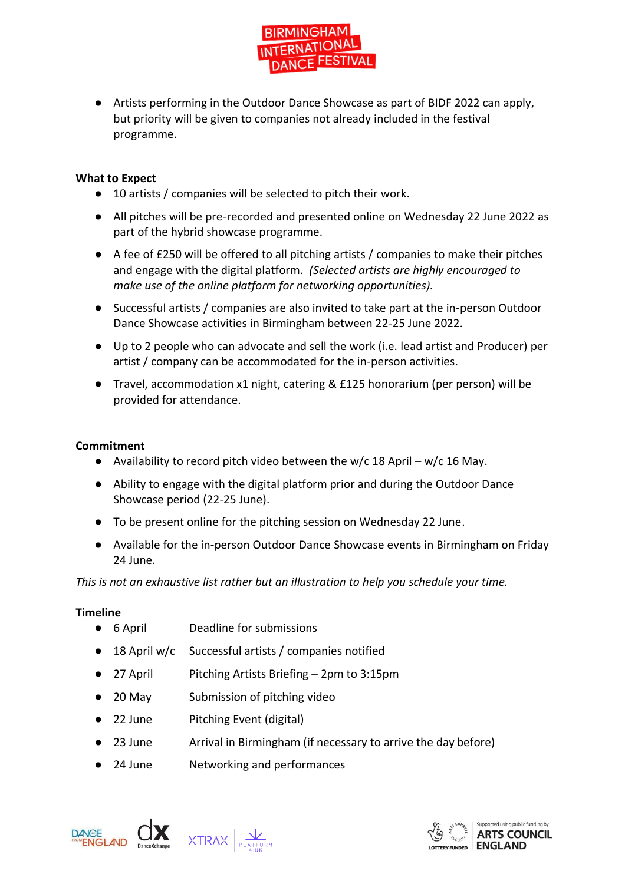- Artists performing in the Outdoor Dance Showcase as part of BIDF 2022 can apply, but priority will be given to companies not already included in the festival programme.

**What to Expect**

- 10 artists / companies will be selected to pitch their work.
- All pitches will be pre-recorded and presented online on Wednesday 22 June 2022 as part of the hybrid showcase programme.
- A fee of £250 will be offered to all pitching artists / companies to make their pitches and engage with the digital platform. *(Selected artists are highly encouraged to make use of the online platform for networking opportunities).*
- Successful artists / companies are also invited to take part at the in-person Outdoor Dance Showcase activities in Birmingham between 22-25 June 2022.
- Up to 2 people who can advocate and sell the work (i.e. lead artist and Producer) per artist / company can be accommodated for the in-person activities.
- Travel, accommodation x1 night, catering & £125 honorarium (per person) will be provided for attendance.

**Commitment**

- Availability to record pitch video between the w/c 18 April – w/c 16 May.
- Ability to engage with the digital platform prior and during the Outdoor Dance Showcase period (22-25 June).
- To be present online for the pitching session on Wednesday 22 June.
- Available for the in-person Outdoor Dance Showcase events in Birmingham on Friday 24 June.

*This is not an exhaustive list rather but an illustration to help you schedule your time.*

**Timeline**

- 6 April — Deadline for submissions
- 18 April w/c — Successful artists / companies notified
- 27 April — Pitching Artists Briefing – 2pm to 3:15pm
- 20 May — Submission of pitching video
- 22 June — Pitching Event (digital)
- 23 June — Arrival in Birmingham (if necessary to arrive the day before)
- 24 June — Networking and performances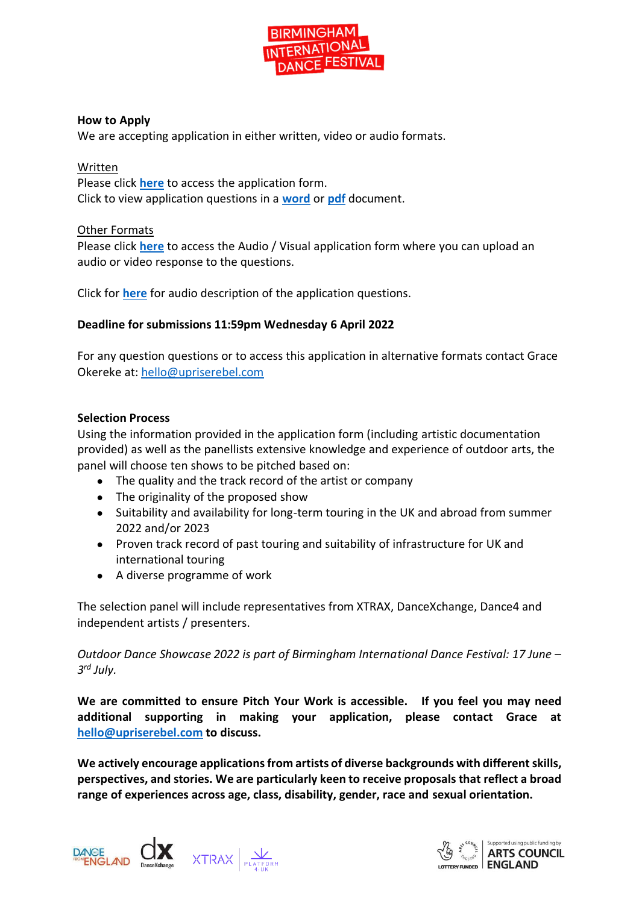**How to Apply**
We are accepting application in either written, video or audio formats.

Written
Please click **here** to access the application form.
Click to view application questions in a **word** or **pdf** document.

Other Formats
Please click **here** to access the Audio / Visual application form where you can upload an audio or video response to the questions.

Click for **here** for audio description of the application questions.

**Deadline for submissions 11:59pm Wednesday 6 April 2022**

For any question questions or to access this application in alternative formats contact Grace Okereke at: hello@upriserebel.com

**Selection Process**
Using the information provided in the application form (including artistic documentation provided) as well as the panellists extensive knowledge and experience of outdoor arts, the panel will choose ten shows to be pitched based on:

- The quality and the track record of the artist or company
- The originality of the proposed show
- Suitability and availability for long-term touring in the UK and abroad from summer 2022 and/or 2023
- Proven track record of past touring and suitability of infrastructure for UK and international touring
- A diverse programme of work

The selection panel will include representatives from XTRAX, DanceXchange, Dance4 and independent artists / presenters.

*Outdoor Dance Showcase 2022 is part of Birmingham International Dance Festival: 17 June – 3rd July.*

**We are committed to ensure Pitch Your Work is accessible. If you feel you may need additional supporting in making your application, please contact Grace at hello@upriserebel.com to discuss.**

**We actively encourage applications from artists of diverse backgrounds with different skills, perspectives, and stories. We are particularly keen to receive proposals that reflect a broad range of experiences across age, class, disability, gender, race and sexual orientation.**